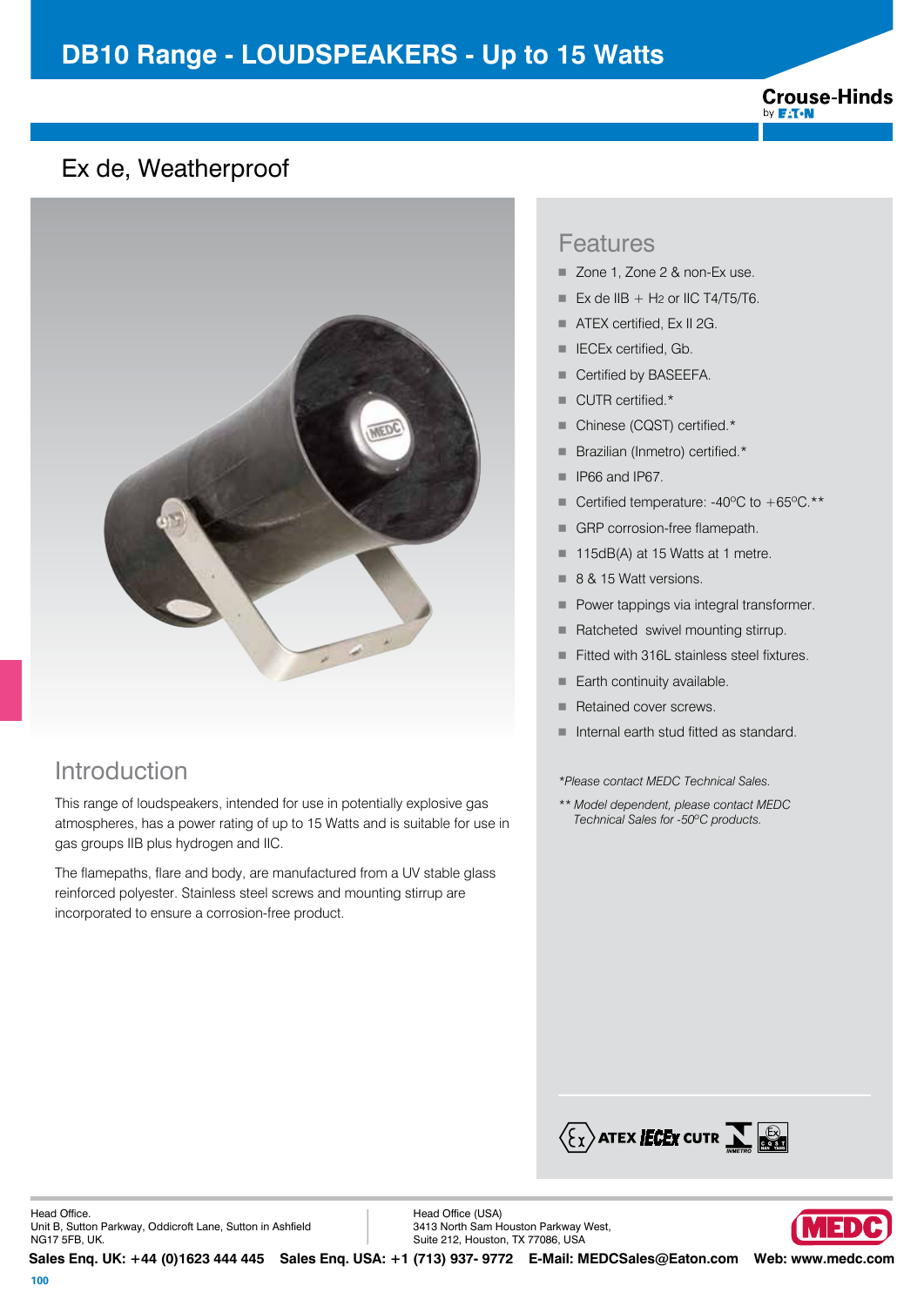# DB10 Range - LOUDSPEAKERS - Up to 15 Watts

## Ex de, Weatherproof

## Introduction

This range of loudspeakers, intended for use in potentially explosive gas atmospheres, has a power rating of up to 15 Watts and is suitable for use in gas groups IIB plus hydrogen and IIC.

The flamepaths, flare and body, are manufactured from a UV stable glass reinforced polyester. Stainless steel screws and mounting stirrup are incorporated to ensure a corrosion-free product.

## Features

- Zone 1, Zone 2 & non-Ex use.
- Ex de IIB + $H_2$ or IIC T4/T5/T6.
- ATEX certified, Ex II 2G.
- IECEx certified, Gb.
- Certified by BASEEFA.
- CUTR certified.*
- Chinese (CQST) certified.*
- Brazilian (Inmetro) certified.*
- IP66 and IP67.
- Certified temperature: -40ºC to +65ºC.**
- GRP corrosion-free flamepath.
- 115dB(A) at 15 Watts at 1 metre.
- 8 & 15 Watt versions.
- Power tappings via integral transformer.
- Ratcheted swivel mounting stirrup.
- Fitted with 316L stainless steel fixtures.
- Earth continuity available.
- Retained cover screws.
- Internal earth stud fitted as standard.

*\*Please contact MEDC Technical Sales.*

*\*\* Model dependent, please contact MEDC Technical Sales for -50ºC products.*

Head Office.
Unit B, Sutton Parkway, Oddicroft Lane, Sutton in Ashfield
NG17 5FB, UK.

Head Office (USA)
3413 North Sam Houston Parkway West,
Suite 212, Houston, TX 77086, USA

**Sales Enq. UK: +44 (0)1623 444 445 Sales Enq. USA: +1 (713) 937- 9772 E-Mail: MEDCSales@Eaton.com Web: www.medc.com**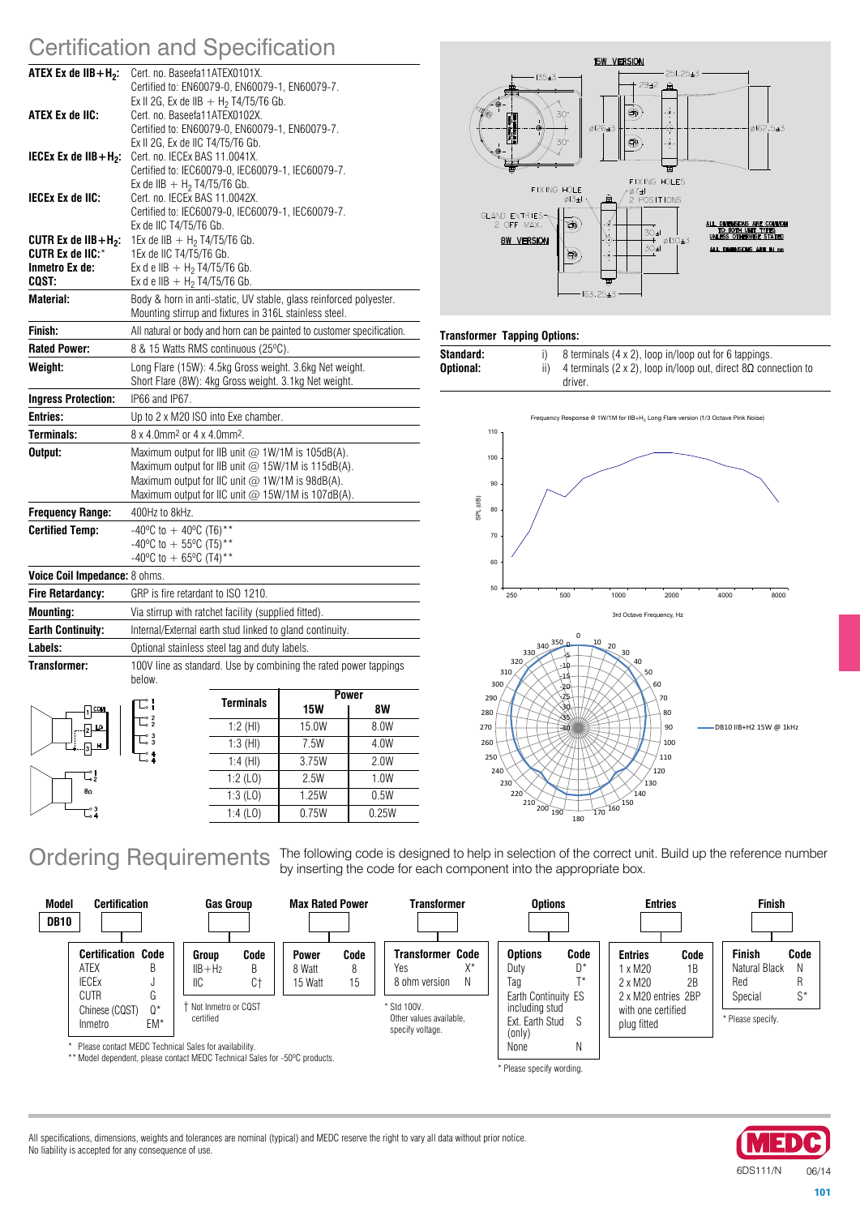# Certification and Specification

| | |
|---|---|
| **ATEX Ex de IIB+$H_2$:** | Cert. no. Baseefa11ATEX0101X. Certified to: EN60079-0, EN60079-1, EN60079-7. Ex II 2G, Ex de IIB + $H_2$ T4/T5/T6 Gb. |
| **ATEX Ex de IIC:** | Cert. no. Baseefa11ATEX0102X. Certified to: EN60079-0, EN60079-1, EN60079-7. Ex II 2G, Ex de IIC T4/T5/T6 Gb. |
| **IECEx Ex de IIB+$H_2$:** | Cert. no. IECEx BAS 11.0041X. Certified to: IEC60079-0, IEC60079-1, IEC60079-7. Ex de IIB + $H_2$ T4/T5/T6 Gb. |
| **IECEx Ex de IIC:** | Cert. no. IECEx BAS 11.0042X. Certified to: IEC60079-0, IEC60079-1, IEC60079-7. Ex de IIC T4/T5/T6 Gb. |
| **CUTR Ex de IIB+$H_2$:** | 1Ex de IIB + $H_2$ T4/T5/T6 Gb. |
| **CUTR Ex de IIC:*** | 1Ex de IIC T4/T5/T6 Gb. |
| **Inmetro Ex de:** | Ex d e IIB + $H_2$ T4/T5/T6 Gb. |
| **CQST:** | Ex d e IIB + $H_2$ T4/T5/T6 Gb. |
| **Material:** | Body & horn in anti-static, UV stable, glass reinforced polyester. Mounting stirrup and fixtures in 316L stainless steel. |
| **Finish:** | All natural or body and horn can be painted to customer specification. |
| **Rated Power:** | 8 & 15 Watts RMS continuous (25ºC). |
| **Weight:** | Long Flare (15W): 4.5kg Gross weight. 3.6kg Net weight. Short Flare (8W): 4kg Gross weight. 3.1kg Net weight. |
| **Ingress Protection:** | IP66 and IP67. |
| **Entries:** | Up to 2 x M20 ISO into Exe chamber. |
| **Terminals:** | 8 x 4.0mm² or 4 x 4.0mm². |
| **Output:** | Maximum output for IIB unit @ 1W/1M is 105dB(A). Maximum output for IIB unit @ 15W/1M is 115dB(A). Maximum output for IIC unit @ 1W/1M is 98dB(A). Maximum output for IIC unit @ 15W/1M is 107dB(A). |
| **Frequency Range:** | 400Hz to 8kHz. |
| **Certified Temp:** | -40ºC to + 40ºC (T6)** -40ºC to + 55ºC (T5)** -40ºC to + 65ºC (T4)** |
| **Voice Coil Impedance:** | 8 ohms. |
| **Fire Retardancy:** | GRP is fire retardant to ISO 1210. |
| **Mounting:** | Via stirrup with ratchet facility (supplied fitted). |
| **Earth Continuity:** | Internal/External earth stud linked to gland continuity. |
| **Labels:** | Optional stainless steel tag and duty labels. |
| **Transformer:** | 100V line as standard. Use by combining the rated power tappings below. |

| Terminals | Power | |
|---|---|---|
| | 15W | 8W |
| 1:2 (HI) | 15.0W | 8.0W |
| 1:3 (HI) | 7.5W | 4.0W |
| 1:4 (HI) | 3.75W | 2.0W |
| 1:2 (LO) | 2.5W | 1.0W |
| 1:3 (LO) | 1.25W | 0.5W |
| 1:4 (LO) | 0.75W | 0.25W |

COM
LO
HI
8Ω

15W VERSION
135±3
251.25±3
29±2
30°
30°
ø126±3
ø162.5±3
FIXING HOLE ø13±1
FIXING HOLES ø9±1 2 POSITIONS
GLAND ENTRIES 2 OFF MAX.
8W VERSION
30±1
30±1
ø130±3
163.25±3
ALL DIMENSIONS ARE COMMON TO BOTH UNIT TYPES UNLESS OTHERWISE STATED
ALL DIMENSIONS ARE IN mm

**Transformer Tapping Options:**

| | | |
|---|---|---|
| **Standard:** | i) | 8 terminals (4 x 2), loop in/loop out for 6 tappings. |
| **Optional:** | ii) | 4 terminals (2 x 2), loop in/loop out, direct 8Ω connection to driver. |

Frequency Response @ 1W/1M for IIB+$H_2$ Long Flare version (1/3 Octave Pink Noise)
SPL (dB)
110
100
90
80
70
60
50
250
500
1000
2000
4000
8000
3rd Octave Frequency, Hz

DB10 IIB+H2 15W @ 1kHz

# Ordering Requirements

The following code is designed to help in selection of the correct unit. Build up the reference number by inserting the code for each component into the appropriate box.

| Model | Certification | Gas Group | Max Rated Power | Transformer | Options | Entries | Finish |
|---|---|---|---|---|---|---|---|
| DB10 | | | | | | | |

| Certification | Code |
|---|---|
| ATEX | B |
| IECEx | J |
| CUTR | G |
| Chinese (CQST) | Q* |
| Inmetro | EM* |

| Group | Code |
|---|---|
| IIB+$H_2$ | B |
| IIC | C† |

† Not Inmetro or CQST certified

| Power | Code |
|---|---|
| 8 Watt | 8 |
| 15 Watt | 15 |

| Transformer | Code |
|---|---|
| Yes | X* |
| 8 ohm version | N |

* Std 100V. Other values available, specify voltage.

| Options | Code |
|---|---|
| Duty | D* |
| Tag | T* |
| Earth Continuity including stud | ES |
| Ext. Earth Stud (only) | S |
| None | N |

* Please specify wording.

| Entries | Code |
|---|---|
| 1 x M20 | 1B |
| 2 x M20 | 2B |
| 2 x M20 entries with one certified plug fitted | 2BP |

| Finish | Code |
|---|---|
| Natural Black | N |
| Red | R |
| Special | S* |

* Please specify.

\* Please contact MEDC Technical Sales for availability.
\*\* Model dependent, please contact MEDC Technical Sales for -50ºC products.

All specifications, dimensions, weights and tolerances are nominal (typical) and MEDC reserve the right to vary all data without prior notice.
No liability is accepted for any consequence of use.

MEDC
6DS111/N 06/14